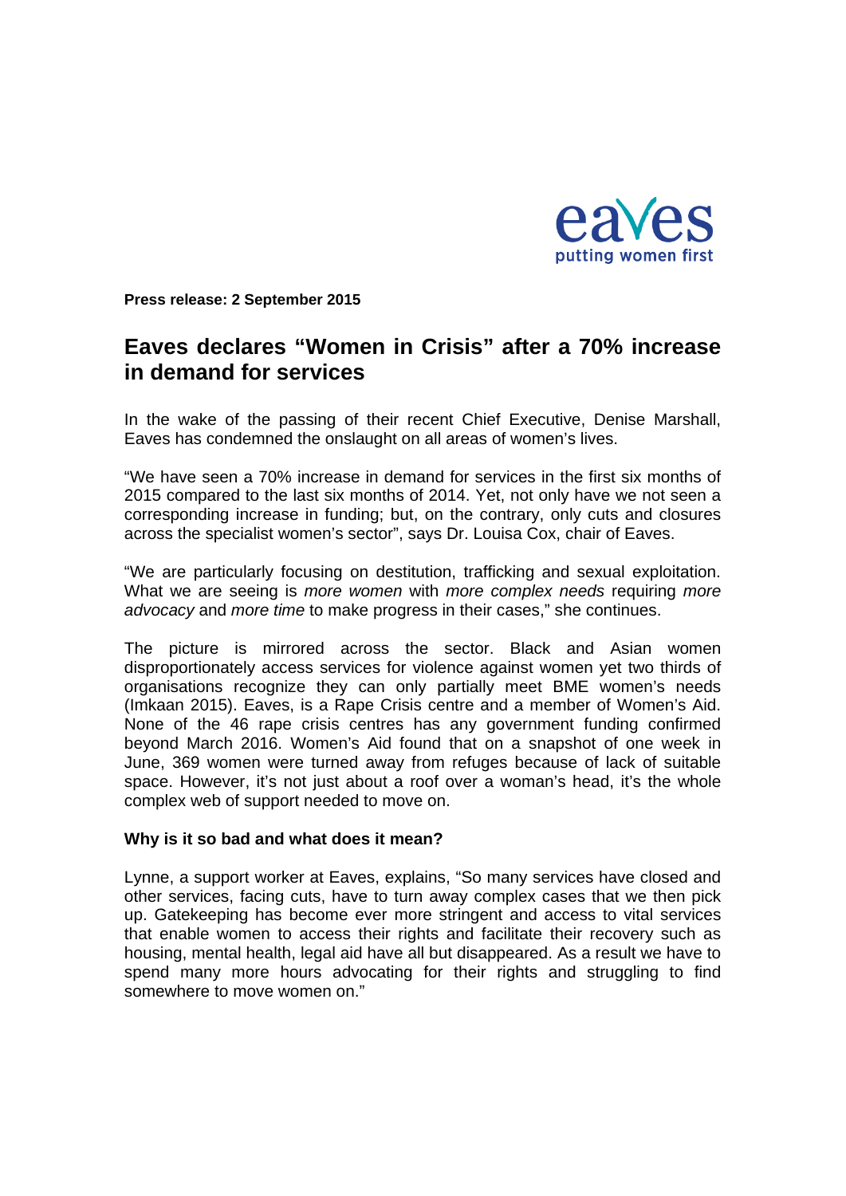eaves
putting women first

**Press release: 2 September 2015**

# Eaves declares "Women in Crisis" after a 70% increase in demand for services

In the wake of the passing of their recent Chief Executive, Denise Marshall, Eaves has condemned the onslaught on all areas of women's lives.

"We have seen a 70% increase in demand for services in the first six months of 2015 compared to the last six months of 2014. Yet, not only have we not seen a corresponding increase in funding; but, on the contrary, only cuts and closures across the specialist women's sector", says Dr. Louisa Cox, chair of Eaves.

"We are particularly focusing on destitution, trafficking and sexual exploitation. What we are seeing is *more women* with *more complex needs* requiring *more advocacy* and *more time* to make progress in their cases," she continues.

The picture is mirrored across the sector. Black and Asian women disproportionately access services for violence against women yet two thirds of organisations recognize they can only partially meet BME women's needs (Imkaan 2015). Eaves, is a Rape Crisis centre and a member of Women's Aid. None of the 46 rape crisis centres has any government funding confirmed beyond March 2016. Women's Aid found that on a snapshot of one week in June, 369 women were turned away from refuges because of lack of suitable space. However, it's not just about a roof over a woman's head, it's the whole complex web of support needed to move on.

**Why is it so bad and what does it mean?**

Lynne, a support worker at Eaves, explains, "So many services have closed and other services, facing cuts, have to turn away complex cases that we then pick up. Gatekeeping has become ever more stringent and access to vital services that enable women to access their rights and facilitate their recovery such as housing, mental health, legal aid have all but disappeared. As a result we have to spend many more hours advocating for their rights and struggling to find somewhere to move women on."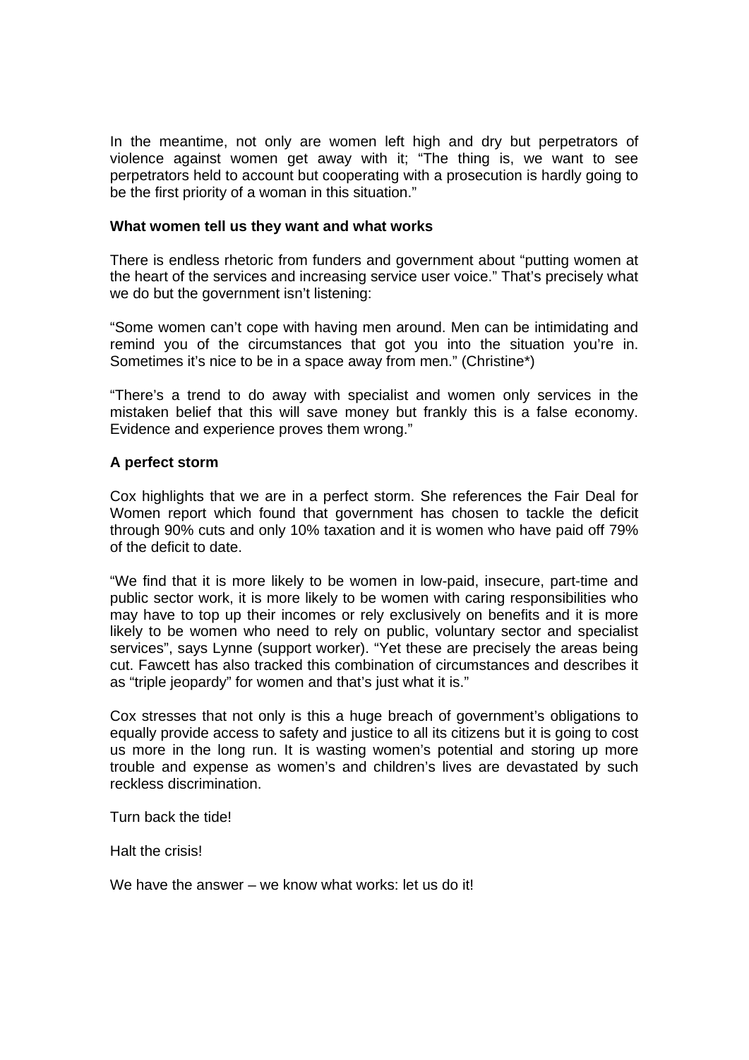In the meantime, not only are women left high and dry but perpetrators of violence against women get away with it; "The thing is, we want to see perpetrators held to account but cooperating with a prosecution is hardly going to be the first priority of a woman in this situation."

**What women tell us they want and what works**

There is endless rhetoric from funders and government about "putting women at the heart of the services and increasing service user voice." That's precisely what we do but the government isn't listening:

"Some women can't cope with having men around. Men can be intimidating and remind you of the circumstances that got you into the situation you're in. Sometimes it's nice to be in a space away from men." (Christine*)

"There's a trend to do away with specialist and women only services in the mistaken belief that this will save money but frankly this is a false economy. Evidence and experience proves them wrong."

**A perfect storm**

Cox highlights that we are in a perfect storm. She references the Fair Deal for Women report which found that government has chosen to tackle the deficit through 90% cuts and only 10% taxation and it is women who have paid off 79% of the deficit to date.

"We find that it is more likely to be women in low-paid, insecure, part-time and public sector work, it is more likely to be women with caring responsibilities who may have to top up their incomes or rely exclusively on benefits and it is more likely to be women who need to rely on public, voluntary sector and specialist services", says Lynne (support worker). "Yet these are precisely the areas being cut. Fawcett has also tracked this combination of circumstances and describes it as "triple jeopardy" for women and that's just what it is."

Cox stresses that not only is this a huge breach of government's obligations to equally provide access to safety and justice to all its citizens but it is going to cost us more in the long run. It is wasting women's potential and storing up more trouble and expense as women's and children's lives are devastated by such reckless discrimination.

Turn back the tide!

Halt the crisis!

We have the answer – we know what works: let us do it!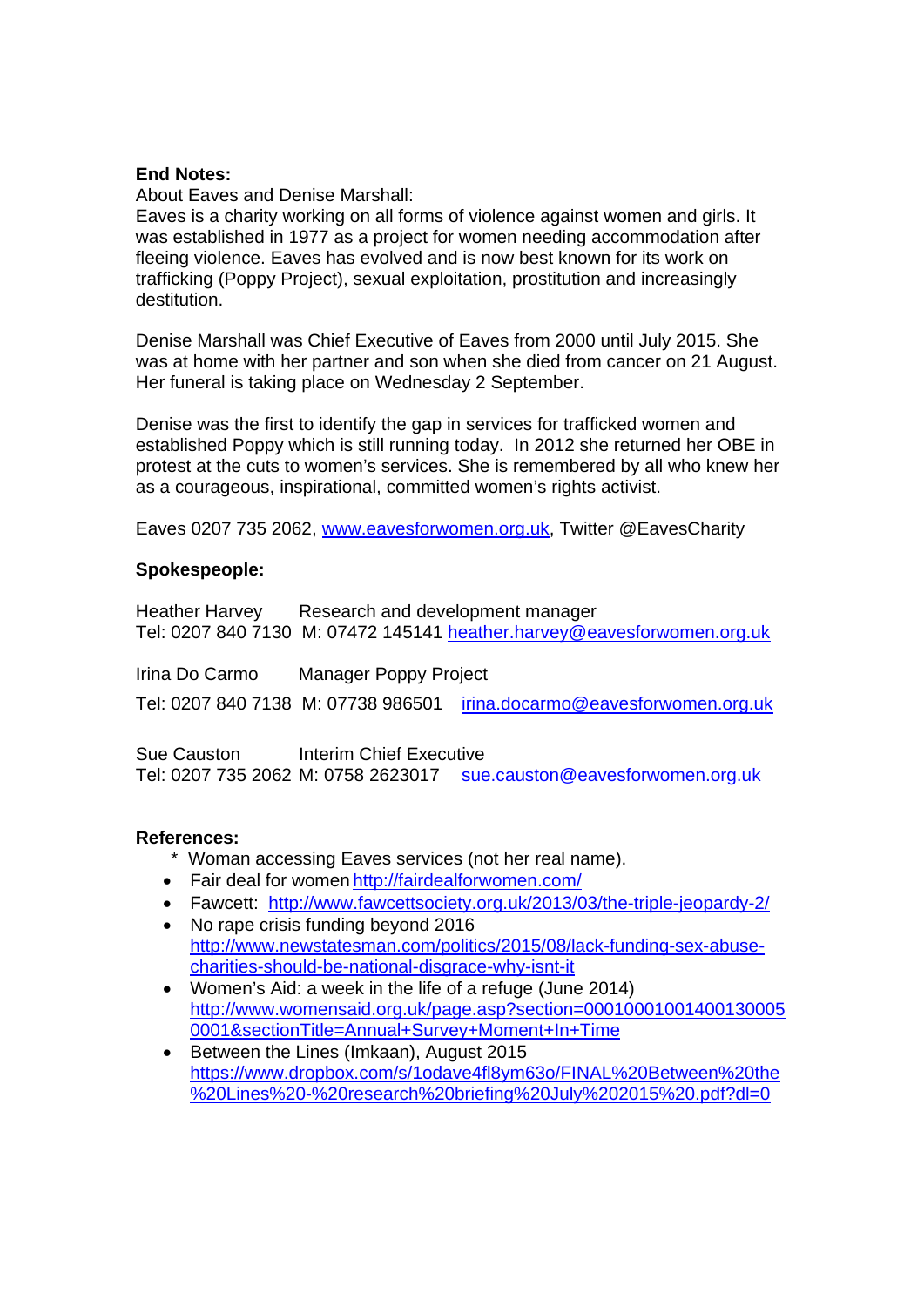**End Notes:**

About Eaves and Denise Marshall:

Eaves is a charity working on all forms of violence against women and girls. It was established in 1977 as a project for women needing accommodation after fleeing violence. Eaves has evolved and is now best known for its work on trafficking (Poppy Project), sexual exploitation, prostitution and increasingly destitution.

Denise Marshall was Chief Executive of Eaves from 2000 until July 2015. She was at home with her partner and son when she died from cancer on 21 August. Her funeral is taking place on Wednesday 2 September.

Denise was the first to identify the gap in services for trafficked women and established Poppy which is still running today. In 2012 she returned her OBE in protest at the cuts to women's services. She is remembered by all who knew her as a courageous, inspirational, committed women's rights activist.

Eaves 0207 735 2062, www.eavesforwomen.org.uk, Twitter @EavesCharity

**Spokespeople:**

Heather Harvey Research and development manager
Tel: 0207 840 7130 M: 07472 145141 heather.harvey@eavesforwomen.org.uk

Irina Do Carmo Manager Poppy Project
Tel: 0207 840 7138 M: 07738 986501 irina.docarmo@eavesforwomen.org.uk

Sue Causton Interim Chief Executive
Tel: 0207 735 2062 M: 0758 2623017 sue.causton@eavesforwomen.org.uk

**References:**

\* Woman accessing Eaves services (not her real name).

- Fair deal for women http://fairdealforwomen.com/
- Fawcett: http://www.fawcettsociety.org.uk/2013/03/the-triple-jeopardy-2/
- No rape crisis funding beyond 2016 http://www.newstatesman.com/politics/2015/08/lack-funding-sex-abuse-charities-should-be-national-disgrace-why-isnt-it
- Women's Aid: a week in the life of a refuge (June 2014) http://www.womensaid.org.uk/page.asp?section=000100010014001300050001&sectionTitle=Annual+Survey+Moment+In+Time
- Between the Lines (Imkaan), August 2015 https://www.dropbox.com/s/1odave4fl8ym63o/FINAL%20Between%20the%20Lines%20-%20research%20briefing%20July%202015%20.pdf?dl=0